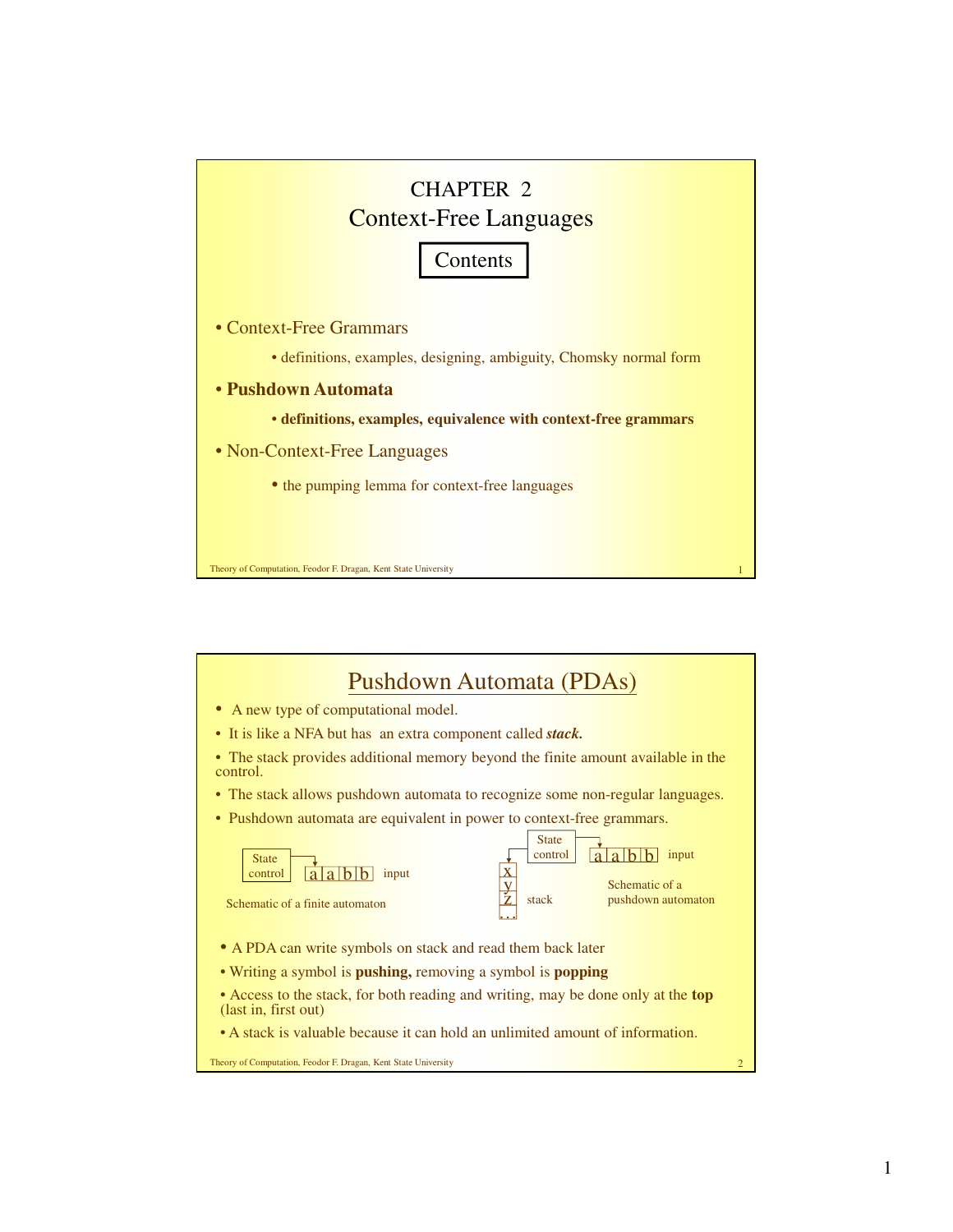# CHAPTER 2
# Context-Free Languages

## Contents

- Context-Free Grammars
  - definitions, examples, designing, ambiguity, Chomsky normal form
- **Pushdown Automata**
  - **definitions, examples, equivalence with context-free grammars**
- Non-Context-Free Languages
  - the pumping lemma for context-free languages

## Pushdown Automata (PDAs)

- A new type of computational model.
- It is like a NFA but has an extra component called ***stack.***
- The stack provides additional memory beyond the finite amount available in the control.
- The stack allows pushdown automata to recognize some non-regular languages.
- Pushdown automata are equivalent in power to context-free grammars.

State control → a a b b input

Schematic of a finite automaton

State control → a a b b input; stack: x, y, z, ...

Schematic of a pushdown automaton

- A PDA can write symbols on stack and read them back later
- Writing a symbol is **pushing,** removing a symbol is **popping**
- Access to the stack, for both reading and writing, may be done only at the **top** (last in, first out)
- A stack is valuable because it can hold an unlimited amount of information.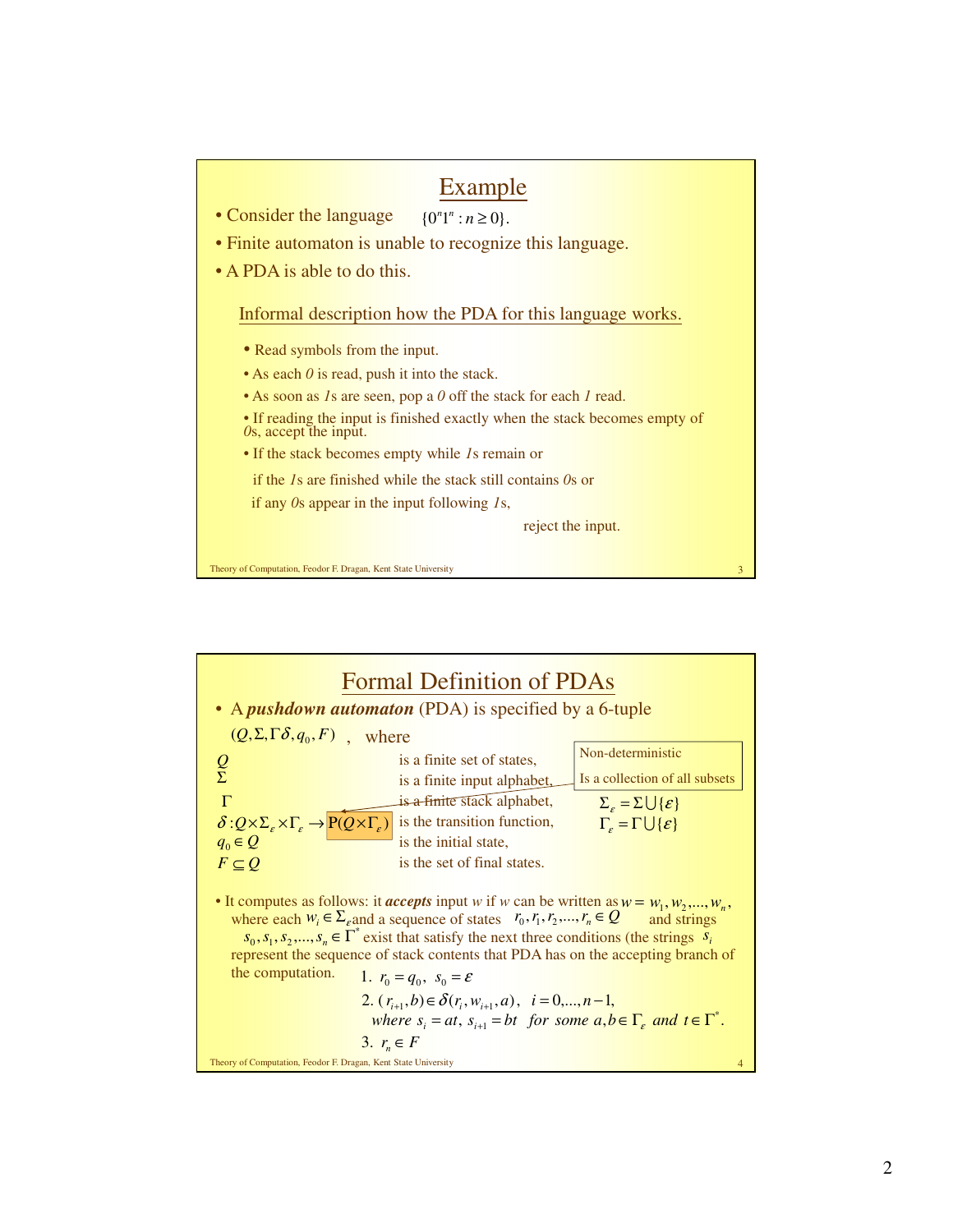## Example

- Consider the language $\{0^n 1^n : n \geq 0\}$.
- Finite automaton is unable to recognize this language.
- A PDA is able to do this.

### Informal description how the PDA for this language works.

- Read symbols from the input.
- As each *0* is read, push it into the stack.
- As soon as *1*s are seen, pop a *0* off the stack for each *1* read.
- If reading the input is finished exactly when the stack becomes empty of *0*s, accept the input.
- If the stack becomes empty while *1*s remain or

  if the *1*s are finished while the stack still contains *0*s or

  if any *0*s appear in the input following *1*s,

  reject the input.

## Formal Definition of PDAs

- A ***pushdown automaton*** (PDA) is specified by a 6-tuple

  $(Q, \Sigma, \Gamma \delta, q_0, F)$ , where

| | | |
|---|---|---|
| $Q$ | is a finite set of states, | |
| $\Sigma$ | is a finite input alphabet, | |
| $\Gamma$ | is a finite stack alphabet, | $\Sigma_\varepsilon = \Sigma \bigcup \{\varepsilon\}$ |
| $\delta : Q \times \Sigma_\varepsilon \times \Gamma_\varepsilon \rightarrow \mathrm{P}(Q \times \Gamma_\varepsilon)$ | is the transition function, | $\Gamma_\varepsilon = \Gamma \bigcup \{\varepsilon\}$ |
| $q_0 \in Q$ | is the initial state, | |
| $F \subseteq Q$ | is the set of final states. | |

Non-deterministic

Is a collection of all subsets

- It computes as follows: it ***accepts*** input *w* if *w* can be written as $w = w_1, w_2, ..., w_n$, where each $w_i \in \Sigma_\varepsilon$ and a sequence of states $r_0, r_1, r_2, ..., r_n \in Q$ and strings $s_0, s_1, s_2, ..., s_n \in \Gamma^*$ exist that satisfy the next three conditions (the strings $s_i$ represent the sequence of stack contents that PDA has on the accepting branch of the computation.

  1. $r_0 = q_0, \ s_0 = \varepsilon$
  2. $(r_{i+1}, b) \in \delta(r_i, w_{i+1}, a), \ \ i = 0, ..., n-1,$
     *where* $s_i = at, \ s_{i+1} = bt$ *for some* $a, b \in \Gamma_\varepsilon$ *and* $t \in \Gamma^*$.
  3. $r_n \in F$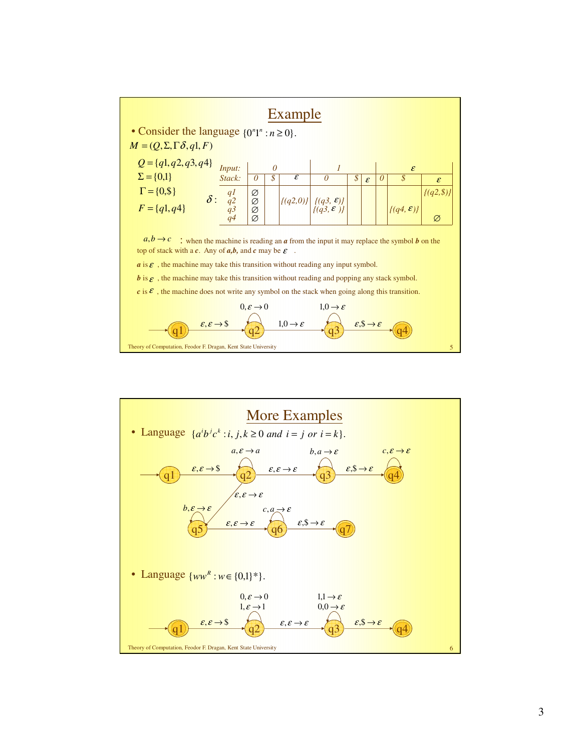## Example

- Consider the language $\{0^n 1^n : n \geq 0\}$.

$M = (Q, \Sigma, \Gamma \delta, q1, F)$

$Q = \{q1, q2, q3, q4\}$

$\Sigma = \{0,1\}$

$\Gamma = \{0, \$\}$

$F = \{q1, q4\}$

$\delta$:

| Input: | 0 | | | 1 | | | ε | | |
|---|---|---|---|---|---|---|---|---|---|
| Stack: | 0 | \$ | ε | 0 | \$ | ε | 0 | \$ | ε |
| q1 | ∅ | | | | | | | | {(q2,\$)} |
| q2 | ∅ | | {(q2,0)} | {(q3, ε)} | | | | | |
| q3 | ∅ | | | {(q3, ε )} | | | | {(q4, ε)} | |
| q4 | ∅ | | | | | | | | ∅ |

$a, b \rightarrow c$ : when the machine is reading an ***a*** from the input it may replace the symbol ***b*** on the top of stack with a ***c***. Any of ***a,b,*** and ***c*** may be $\varepsilon$ .

***a*** is $\varepsilon$ , the machine may take this transition without reading any input symbol.

***b*** is $\varepsilon$ , the machine may take this transition without reading and popping any stack symbol.

***c*** is $\varepsilon$ , the machine does not write any symbol on the stack when going along this transition.

q1 $\xrightarrow{\varepsilon, \varepsilon \rightarrow \$}$ q2 (loop: $0, \varepsilon \rightarrow 0$) $\xrightarrow{1, 0 \rightarrow \varepsilon}$ q3 (loop: $1, 0 \rightarrow \varepsilon$) $\xrightarrow{\varepsilon, \$ \rightarrow \varepsilon}$ q4

## More Examples

- Language $\{a^i b^j c^k : i, j, k \geq 0 \text{ and } i = j \text{ or } i = k\}$.

q1 $\xrightarrow{\varepsilon, \varepsilon \rightarrow \$}$ q2 (loop: $a, \varepsilon \rightarrow a$) $\xrightarrow{\varepsilon, \varepsilon \rightarrow \varepsilon}$ q3 (loop: $b, a \rightarrow \varepsilon$) $\xrightarrow{\varepsilon, \$ \rightarrow \varepsilon}$ q4 (loop: $c, \varepsilon \rightarrow \varepsilon$)

q2 $\xrightarrow{\varepsilon, \varepsilon \rightarrow \varepsilon}$ q5 (loop: $b, \varepsilon \rightarrow \varepsilon$) $\xrightarrow{\varepsilon, \varepsilon \rightarrow \varepsilon}$ q6 (loop: $c, a \rightarrow \varepsilon$) $\xrightarrow{\varepsilon, \$ \rightarrow \varepsilon}$ q7

- Language $\{ww^R : w \in \{0,1\}^*\}$.

q1 $\xrightarrow{\varepsilon, \varepsilon \rightarrow \$}$ q2 (loops: $0, \varepsilon \rightarrow 0$; $1, \varepsilon \rightarrow 1$) $\xrightarrow{\varepsilon, \varepsilon \rightarrow \varepsilon}$ q3 (loops: $1, 1 \rightarrow \varepsilon$; $0, 0 \rightarrow \varepsilon$) $\xrightarrow{\varepsilon, \$ \rightarrow \varepsilon}$ q4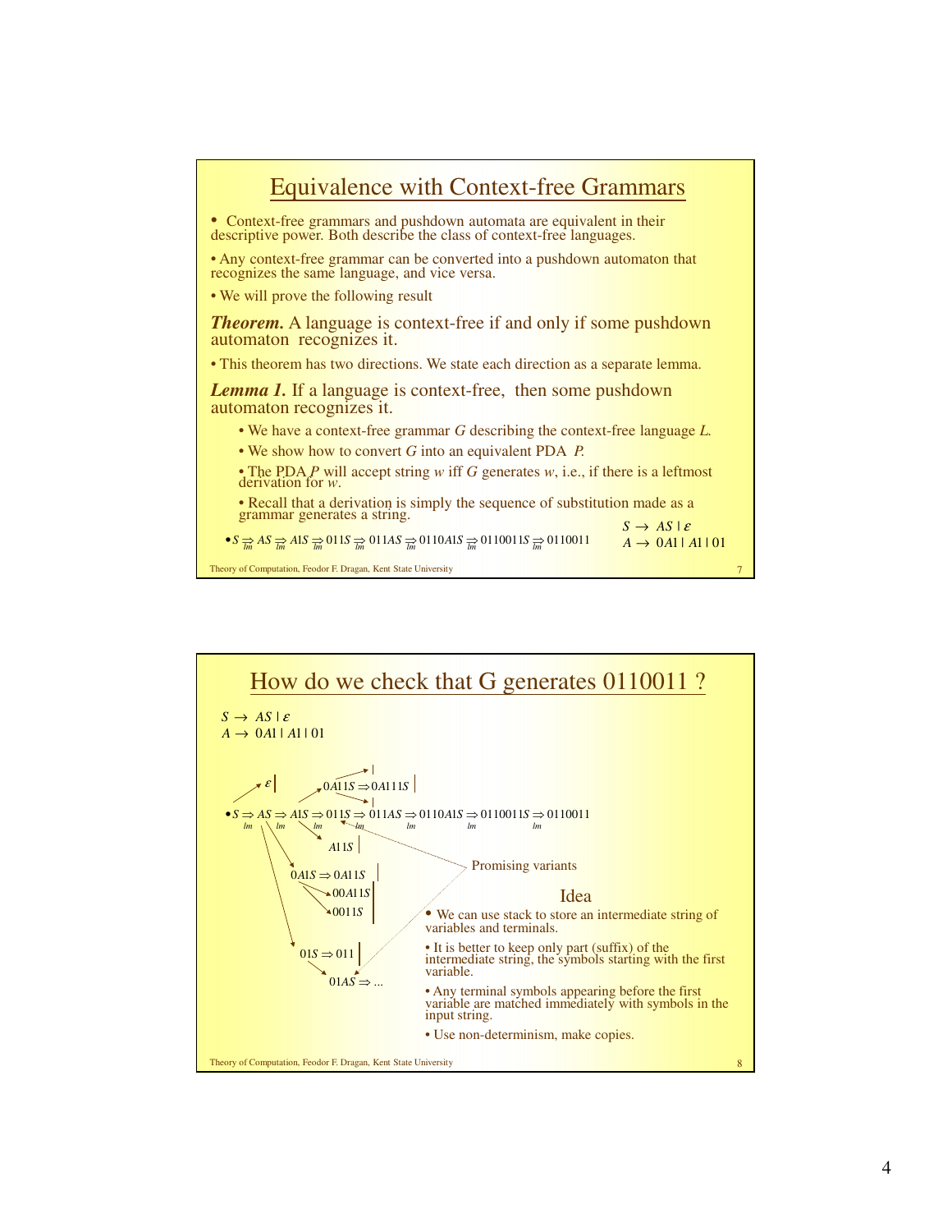## Equivalence with Context-free Grammars

- Context-free grammars and pushdown automata are equivalent in their descriptive power. Both describe the class of context-free languages.
- Any context-free grammar can be converted into a pushdown automaton that recognizes the same language, and vice versa.
- We will prove the following result

***Theorem.*** A language is context-free if and only if some pushdown automaton recognizes it.

- This theorem has two directions. We state each direction as a separate lemma.

***Lemma 1.*** If a language is context-free, then some pushdown automaton recognizes it.

- We have a context-free grammar $G$ describing the context-free language $L$.
- We show how to convert $G$ into an equivalent PDA $P$.
- The PDA $P$ will accept string $w$ iff $G$ generates $w$, i.e., if there is a leftmost derivation for $w$.
- Recall that a derivation is simply the sequence of substitution made as a grammar generates a string.

$S \to AS \mid \varepsilon$

$A \to 0A1 \mid A1 \mid 01$

- $S \underset{lm}{\Rightarrow} AS \underset{lm}{\Rightarrow} A1S \underset{lm}{\Rightarrow} 011S \underset{lm}{\Rightarrow} 011AS \underset{lm}{\Rightarrow} 0110A1S \underset{lm}{\Rightarrow} 0110011S \underset{lm}{\Rightarrow} 0110011$

## How do we check that G generates 0110011 ?

$S \to AS \mid \varepsilon$

$A \to 0A1 \mid A1 \mid 01$

- $S \underset{lm}{\Rightarrow} AS \underset{lm}{\Rightarrow} A1S \underset{lm}{\Rightarrow} 011S \underset{lm}{\Rightarrow} 011AS \underset{lm}{\Rightarrow} 0110A1S \underset{lm}{\Rightarrow} 0110011S \underset{lm}{\Rightarrow} 0110011$

Other branches: $\varepsilon$; $0A11S \Rightarrow 0A111S$; $A11S$; $0A1S \Rightarrow 0A11S$; $00A11S$; $0011S$; $01S \Rightarrow 011$; $01AS \Rightarrow \ldots$

Promising variants

### Idea

- We can use stack to store an intermediate string of variables and terminals.
- It is better to keep only part (suffix) of the intermediate string, the symbols starting with the first variable.
- Any terminal symbols appearing before the first variable are matched immediately with symbols in the input string.
- Use non-determinism, make copies.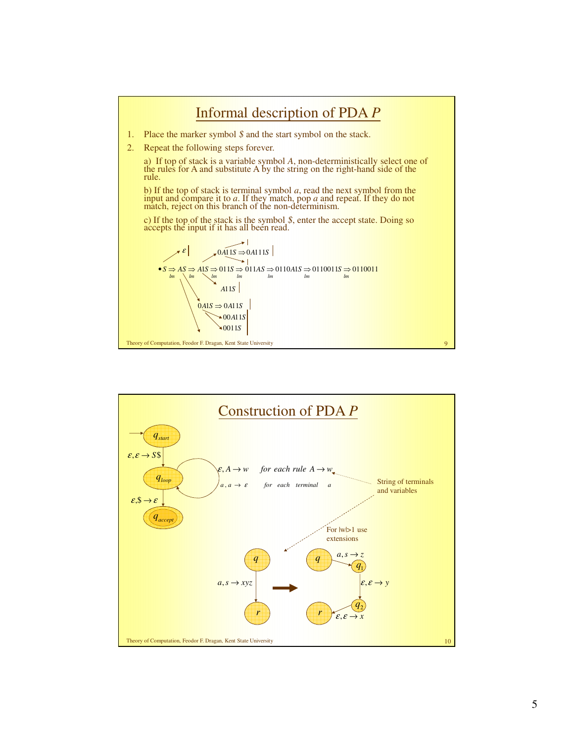## Informal description of PDA *P*

1. Place the marker symbol $ and the start symbol on the stack.
2. Repeat the following steps forever.

   a) If top of stack is a variable symbol *A*, non-deterministically select one of the rules for A and substitute A by the string on the right-hand side of the rule.

   b) If the top of stack is terminal symbol *a*, read the next symbol from the input and compare it to *a*. If they match, pop *a* and repeat. If they do not match, reject on this branch of the non-determinism.

   c) If the top of the stack is the symbol $, enter the accept state. Doing so accepts the input if it has all been read.

$$\bullet S \underset{lm}{\Rightarrow} AS \underset{lm}{\Rightarrow} A1S \underset{lm}{\Rightarrow} 011S \underset{lm}{\Rightarrow} 011AS \underset{lm}{\Rightarrow} 0110A1S \underset{lm}{\Rightarrow} 0110011S \underset{lm}{\Rightarrow} 0110011$$

Branches: $\varepsilon$ ; $0A11S \Rightarrow 0A111S$ ; $A11S$ ; $0A1S \Rightarrow 0A11S$ ; $00A11S$ ; $0011S$

## Construction of PDA *P*

$q_{start}$ $\xrightarrow{\varepsilon,\varepsilon \to S\$}$ $q_{loop}$ $\xrightarrow{\varepsilon,\$ \to \varepsilon}$ $q_{accept}$

Loop on $q_{loop}$:

- $\varepsilon, A \to w$ *for each rule* $A \to w$
- $a, a \to \varepsilon$ *for each terminal* $a$

String of terminals and variables

For |w|>1 use extensions

$q \xrightarrow{a, s \to xyz} r$ becomes $q \xrightarrow{a, s \to z} q_1 \xrightarrow{\varepsilon,\varepsilon \to y} q_2 \xrightarrow{\varepsilon,\varepsilon \to x} r$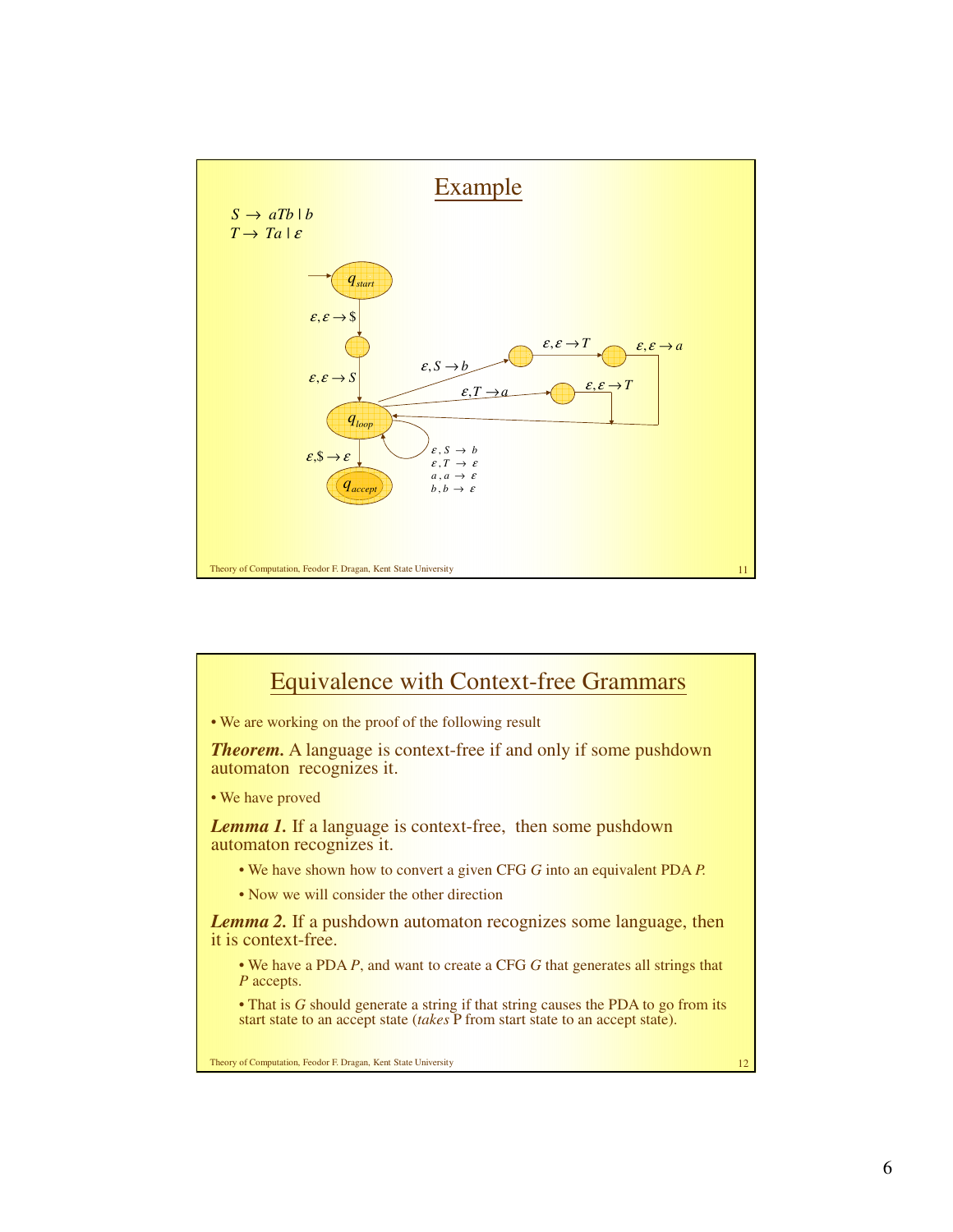## Example

$S \to aTb \mid b$
$T \to Ta \mid \varepsilon$

$q_{start}$

$\varepsilon, \varepsilon \to \$$

$\varepsilon, \varepsilon \to S$

$\varepsilon, S \to b$

$\varepsilon, \varepsilon \to T$

$\varepsilon, \varepsilon \to a$

$\varepsilon, T \to a$

$\varepsilon, \varepsilon \to T$

$q_{loop}$

$\varepsilon, S \to b$
$\varepsilon, T \to \varepsilon$
$a, a \to \varepsilon$
$b, b \to \varepsilon$

$\varepsilon, \$ \to \varepsilon$

$q_{accept}$

## Equivalence with Context-free Grammars

- We are working on the proof of the following result

***Theorem.*** A language is context-free if and only if some pushdown automaton recognizes it.

- We have proved

***Lemma 1.*** If a language is context-free, then some pushdown automaton recognizes it.

  - We have shown how to convert a given CFG *G* into an equivalent PDA *P*.
  - Now we will consider the other direction

***Lemma 2.*** If a pushdown automaton recognizes some language, then it is context-free.

  - We have a PDA *P*, and want to create a CFG *G* that generates all strings that *P* accepts.
  - That is *G* should generate a string if that string causes the PDA to go from its start state to an accept state (*takes* P from start state to an accept state).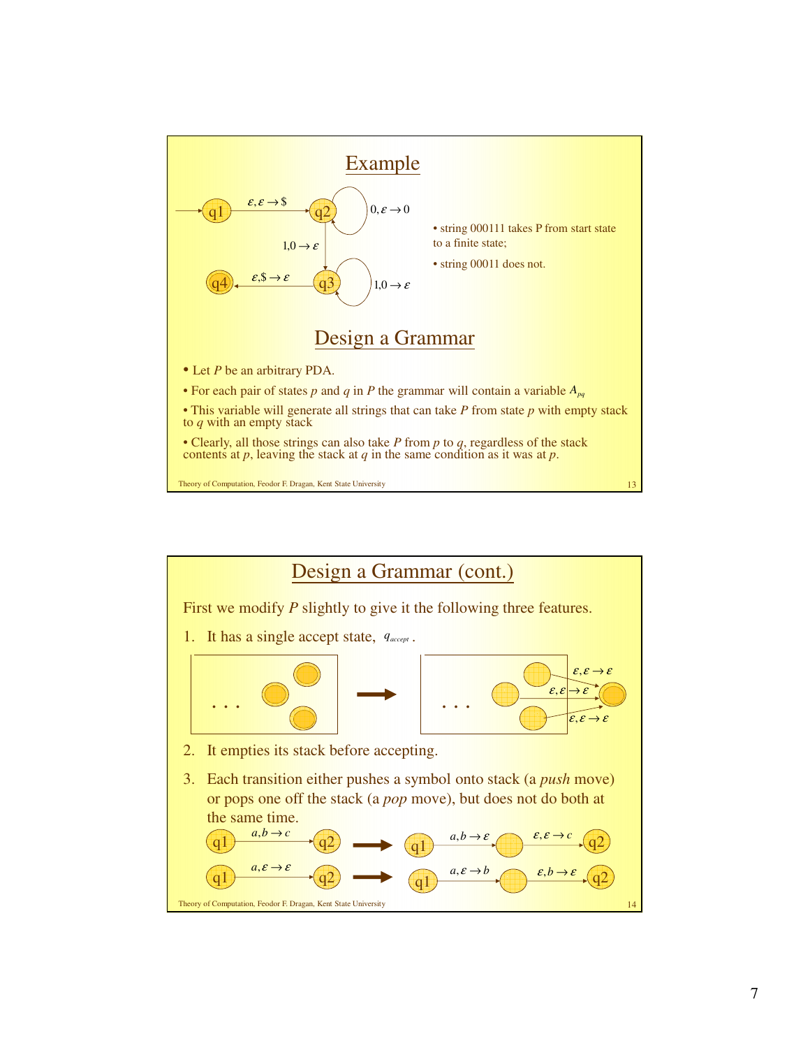## Example

- string 000111 takes P from start state to a finite state;
- string 00011 does not.

## Design a Grammar

- Let $P$ be an arbitrary PDA.
- For each pair of states $p$ and $q$ in $P$ the grammar will contain a variable $A_{pq}$
- This variable will generate all strings that can take $P$ from state $p$ with empty stack to $q$ with an empty stack
- Clearly, all those strings can also take $P$ from $p$ to $q$, regardless of the stack contents at $p$, leaving the stack at $q$ in the same condition as it was at $p$.

## Design a Grammar (cont.)

First we modify $P$ slightly to give it the following three features.

1. It has a single accept state, $q_{accept}$.
2. It empties its stack before accepting.
3. Each transition either pushes a symbol onto stack (a *push* move) or pops one off the stack (a *pop* move), but does not do both at the same time.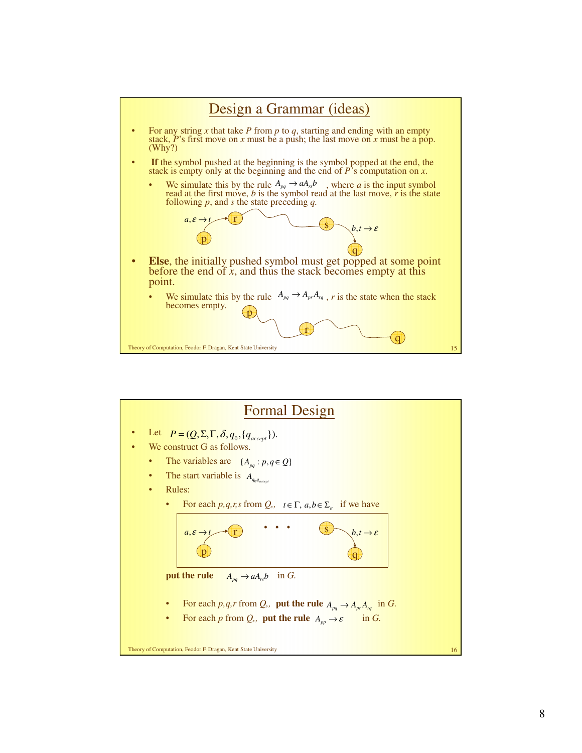## Design a Grammar (ideas)

- For any string $x$ that take $P$ from $p$ to $q$, starting and ending with an empty stack, $P$'s first move on $x$ must be a push; the last move on $x$ must be a pop. (Why?)
- **If** the symbol pushed at the beginning is the symbol popped at the end, the stack is empty only at the beginning and the end of $P$'s computation on $x$.
  - We simulate this by the rule $A_{pq} \rightarrow aA_{rs}b$ , where $a$ is the input symbol read at the first move, $b$ is the symbol read at the last move, $r$ is the state following $p$, and $s$ the state preceding $q$.

$a, \varepsilon \rightarrow t$

r

s

$b, t \rightarrow \varepsilon$

p

q

- **Else**, the initially pushed symbol must get popped at some point before the end of $x$, and thus the stack becomes empty at this point.
  - We simulate this by the rule $A_{pq} \rightarrow A_{pr}A_{rq}$ , $r$ is the state when the stack becomes empty.

p

r

q

## Formal Design

- Let $P = (Q, \Sigma, \Gamma, \delta, q_0, \{q_{accept}\})$.
- We construct G as follows.
  - The variables are $\{A_{pq} : p, q \in Q\}$
  - The start variable is $A_{q_0 q_{accept}}$
  - Rules:
    - For each $p,q,r,s$ from $Q$,, $t \in \Gamma,\ a,b \in \Sigma_\varepsilon$ if we have

$a, \varepsilon \rightarrow t$

r

• • •

s

$b, t \rightarrow \varepsilon$

p

q

**put the rule** $A_{pq} \rightarrow aA_{rs}b$ in $G$.

- For each $p,q,r$ from $Q$,, **put the rule** $A_{pq} \rightarrow A_{pr}A_{rq}$ in $G$.
- For each $p$ from $Q$,, **put the rule** $A_{pp} \rightarrow \varepsilon$ in $G$.